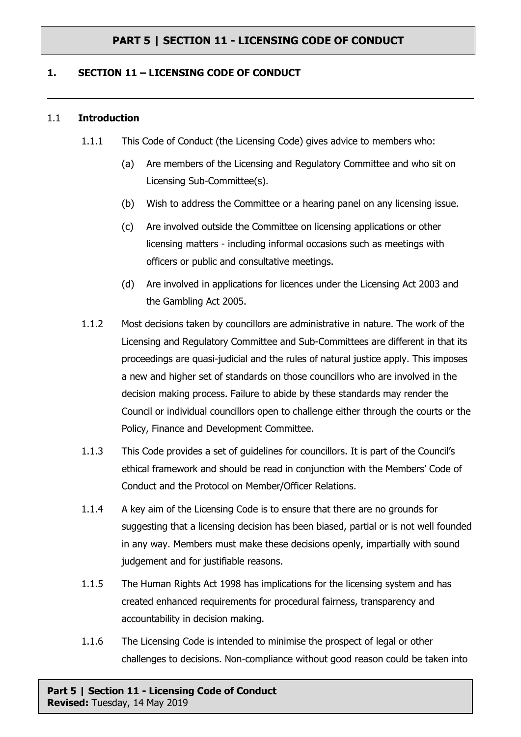# PART 5 | SECTION 11 - LICENSING CODE OF CONDUCT

## 1. SECTION 11 – LICENSING CODE OF CONDUCT

### 1.1 Introduction

1.1.1 This Code of Conduct (the Licensing Code) gives advice to members who:

(a) Are members of the Licensing and Regulatory Committee and who sit on Licensing Sub-Committee(s).

(b) Wish to address the Committee or a hearing panel on any licensing issue.

(c) Are involved outside the Committee on licensing applications or other licensing matters - including informal occasions such as meetings with officers or public and consultative meetings.

(d) Are involved in applications for licences under the Licensing Act 2003 and the Gambling Act 2005.

1.1.2 Most decisions taken by councillors are administrative in nature. The work of the Licensing and Regulatory Committee and Sub-Committees are different in that its proceedings are quasi-judicial and the rules of natural justice apply. This imposes a new and higher set of standards on those councillors who are involved in the decision making process. Failure to abide by these standards may render the Council or individual councillors open to challenge either through the courts or the Policy, Finance and Development Committee.

1.1.3 This Code provides a set of guidelines for councillors. It is part of the Council's ethical framework and should be read in conjunction with the Members' Code of Conduct and the Protocol on Member/Officer Relations.

1.1.4 A key aim of the Licensing Code is to ensure that there are no grounds for suggesting that a licensing decision has been biased, partial or is not well founded in any way. Members must make these decisions openly, impartially with sound judgement and for justifiable reasons.

1.1.5 The Human Rights Act 1998 has implications for the licensing system and has created enhanced requirements for procedural fairness, transparency and accountability in decision making.

1.1.6 The Licensing Code is intended to minimise the prospect of legal or other challenges to decisions. Non-compliance without good reason could be taken into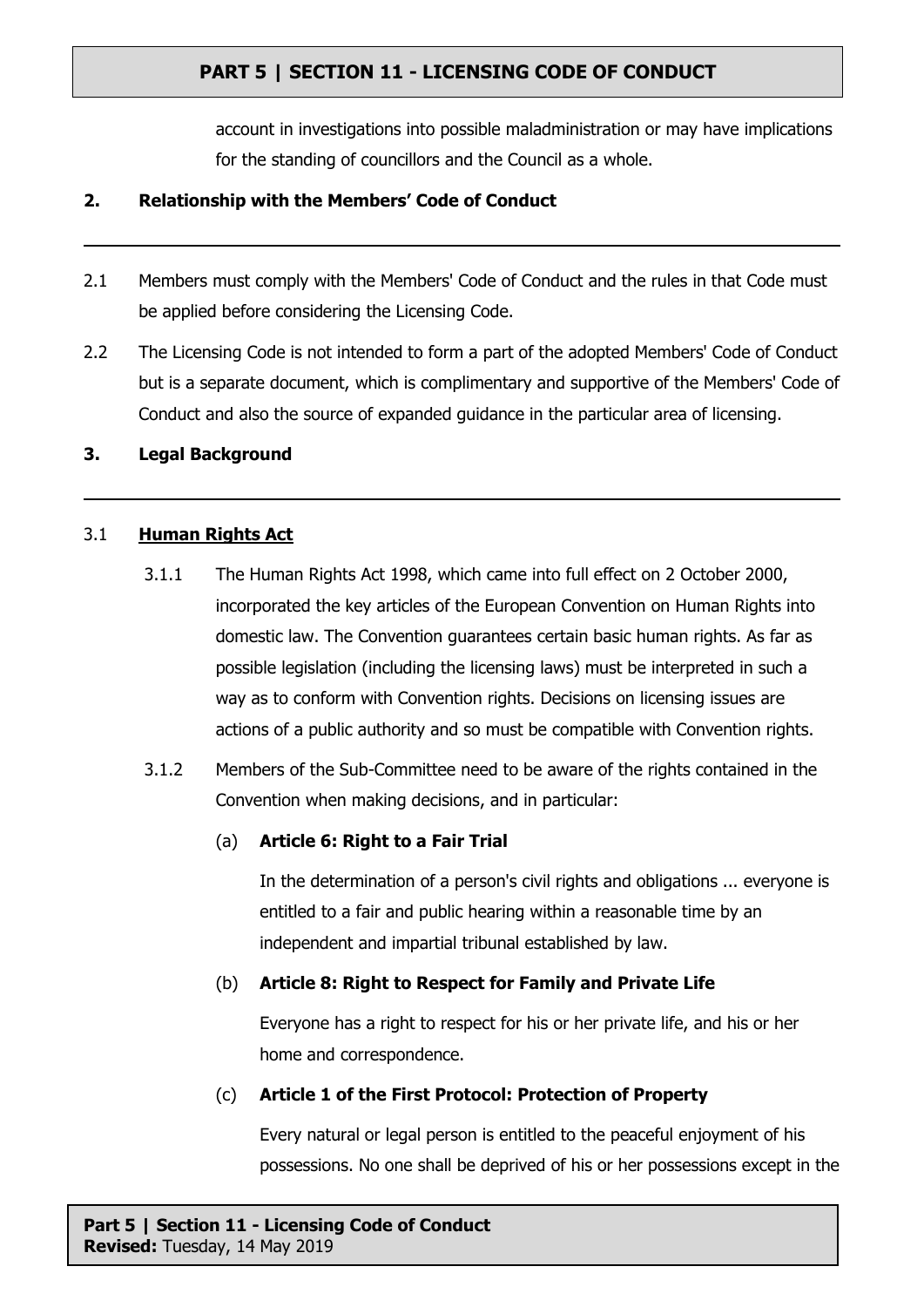account in investigations into possible maladministration or may have implications for the standing of councillors and the Council as a whole.

## 2. Relationship with the Members' Code of Conduct

2.1 Members must comply with the Members' Code of Conduct and the rules in that Code must be applied before considering the Licensing Code.

2.2 The Licensing Code is not intended to form a part of the adopted Members' Code of Conduct but is a separate document, which is complimentary and supportive of the Members' Code of Conduct and also the source of expanded guidance in the particular area of licensing.

## 3. Legal Background

### 3.1 **Human Rights Act**

3.1.1 The Human Rights Act 1998, which came into full effect on 2 October 2000, incorporated the key articles of the European Convention on Human Rights into domestic law. The Convention guarantees certain basic human rights. As far as possible legislation (including the licensing laws) must be interpreted in such a way as to conform with Convention rights. Decisions on licensing issues are actions of a public authority and so must be compatible with Convention rights.

3.1.2 Members of the Sub-Committee need to be aware of the rights contained in the Convention when making decisions, and in particular:

(a) **Article 6: Right to a Fair Trial**

In the determination of a person's civil rights and obligations ... everyone is entitled to a fair and public hearing within a reasonable time by an independent and impartial tribunal established by law.

(b) **Article 8: Right to Respect for Family and Private Life**

Everyone has a right to respect for his or her private life, and his or her home and correspondence.

(c) **Article 1 of the First Protocol: Protection of Property**

Every natural or legal person is entitled to the peaceful enjoyment of his possessions. No one shall be deprived of his or her possessions except in the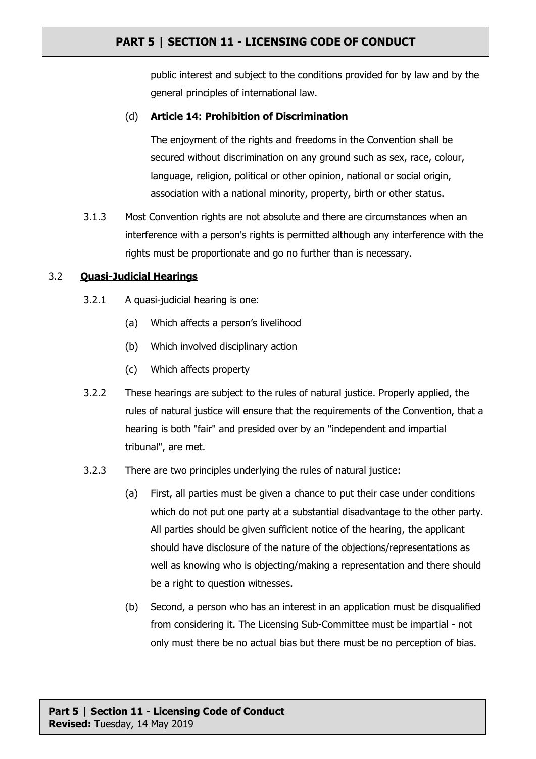public interest and subject to the conditions provided for by law and by the general principles of international law.

(d) **Article 14: Prohibition of Discrimination**

The enjoyment of the rights and freedoms in the Convention shall be secured without discrimination on any ground such as sex, race, colour, language, religion, political or other opinion, national or social origin, association with a national minority, property, birth or other status.

3.1.3 Most Convention rights are not absolute and there are circumstances when an interference with a person's rights is permitted although any interference with the rights must be proportionate and go no further than is necessary.

### 3.2 Quasi-Judicial Hearings

3.2.1 A quasi-judicial hearing is one:

(a) Which affects a person's livelihood

(b) Which involved disciplinary action

(c) Which affects property

3.2.2 These hearings are subject to the rules of natural justice. Properly applied, the rules of natural justice will ensure that the requirements of the Convention, that a hearing is both "fair" and presided over by an "independent and impartial tribunal", are met.

3.2.3 There are two principles underlying the rules of natural justice:

(a) First, all parties must be given a chance to put their case under conditions which do not put one party at a substantial disadvantage to the other party. All parties should be given sufficient notice of the hearing, the applicant should have disclosure of the nature of the objections/representations as well as knowing who is objecting/making a representation and there should be a right to question witnesses.

(b) Second, a person who has an interest in an application must be disqualified from considering it. The Licensing Sub-Committee must be impartial - not only must there be no actual bias but there must be no perception of bias.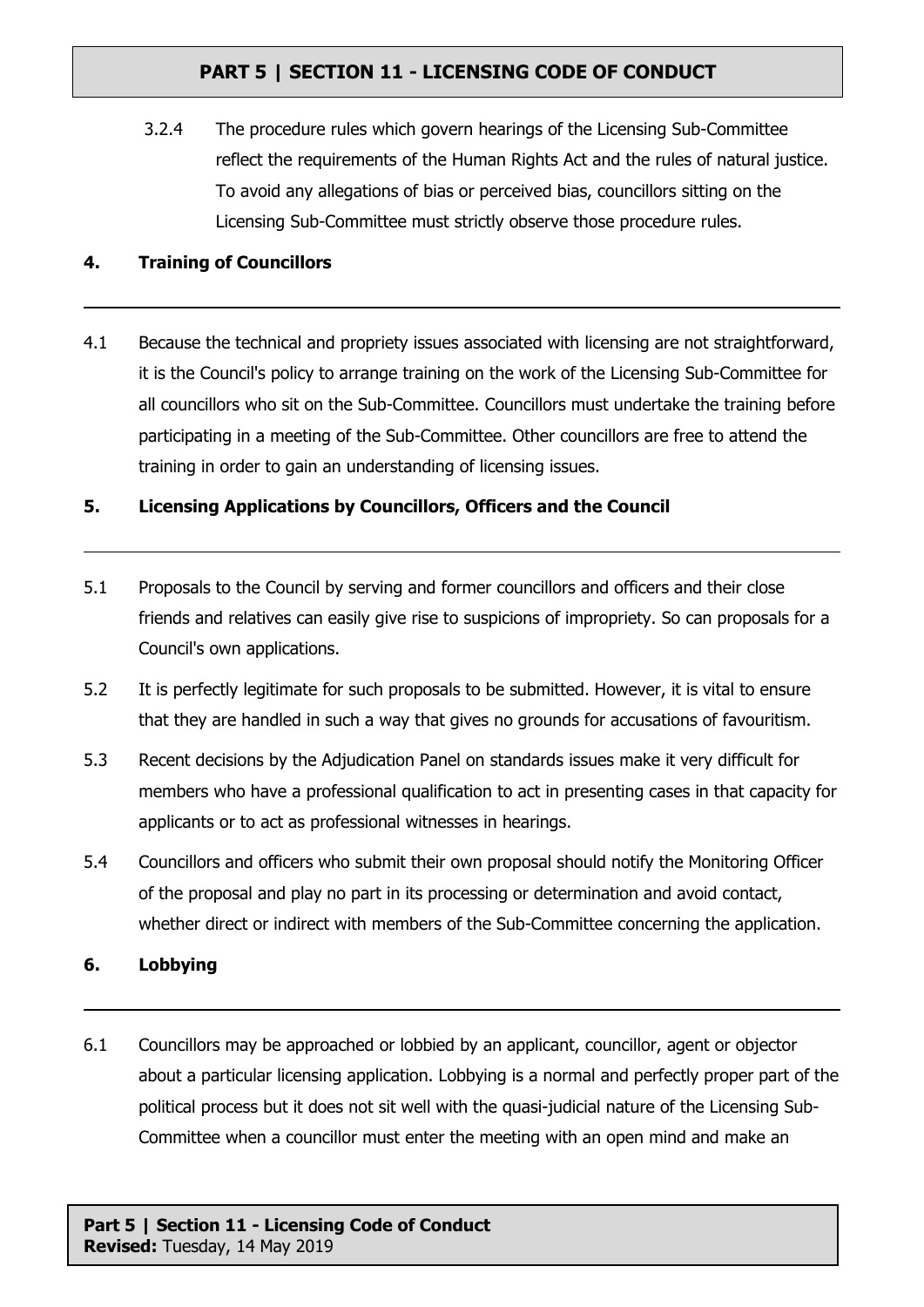3.2.4 The procedure rules which govern hearings of the Licensing Sub-Committee reflect the requirements of the Human Rights Act and the rules of natural justice. To avoid any allegations of bias or perceived bias, councillors sitting on the Licensing Sub-Committee must strictly observe those procedure rules.

## 4. Training of Councillors

4.1 Because the technical and propriety issues associated with licensing are not straightforward, it is the Council's policy to arrange training on the work of the Licensing Sub-Committee for all councillors who sit on the Sub-Committee. Councillors must undertake the training before participating in a meeting of the Sub-Committee. Other councillors are free to attend the training in order to gain an understanding of licensing issues.

## 5. Licensing Applications by Councillors, Officers and the Council

5.1 Proposals to the Council by serving and former councillors and officers and their close friends and relatives can easily give rise to suspicions of impropriety. So can proposals for a Council's own applications.

5.2 It is perfectly legitimate for such proposals to be submitted. However, it is vital to ensure that they are handled in such a way that gives no grounds for accusations of favouritism.

5.3 Recent decisions by the Adjudication Panel on standards issues make it very difficult for members who have a professional qualification to act in presenting cases in that capacity for applicants or to act as professional witnesses in hearings.

5.4 Councillors and officers who submit their own proposal should notify the Monitoring Officer of the proposal and play no part in its processing or determination and avoid contact, whether direct or indirect with members of the Sub-Committee concerning the application.

## 6. Lobbying

6.1 Councillors may be approached or lobbied by an applicant, councillor, agent or objector about a particular licensing application. Lobbying is a normal and perfectly proper part of the political process but it does not sit well with the quasi-judicial nature of the Licensing Sub-Committee when a councillor must enter the meeting with an open mind and make an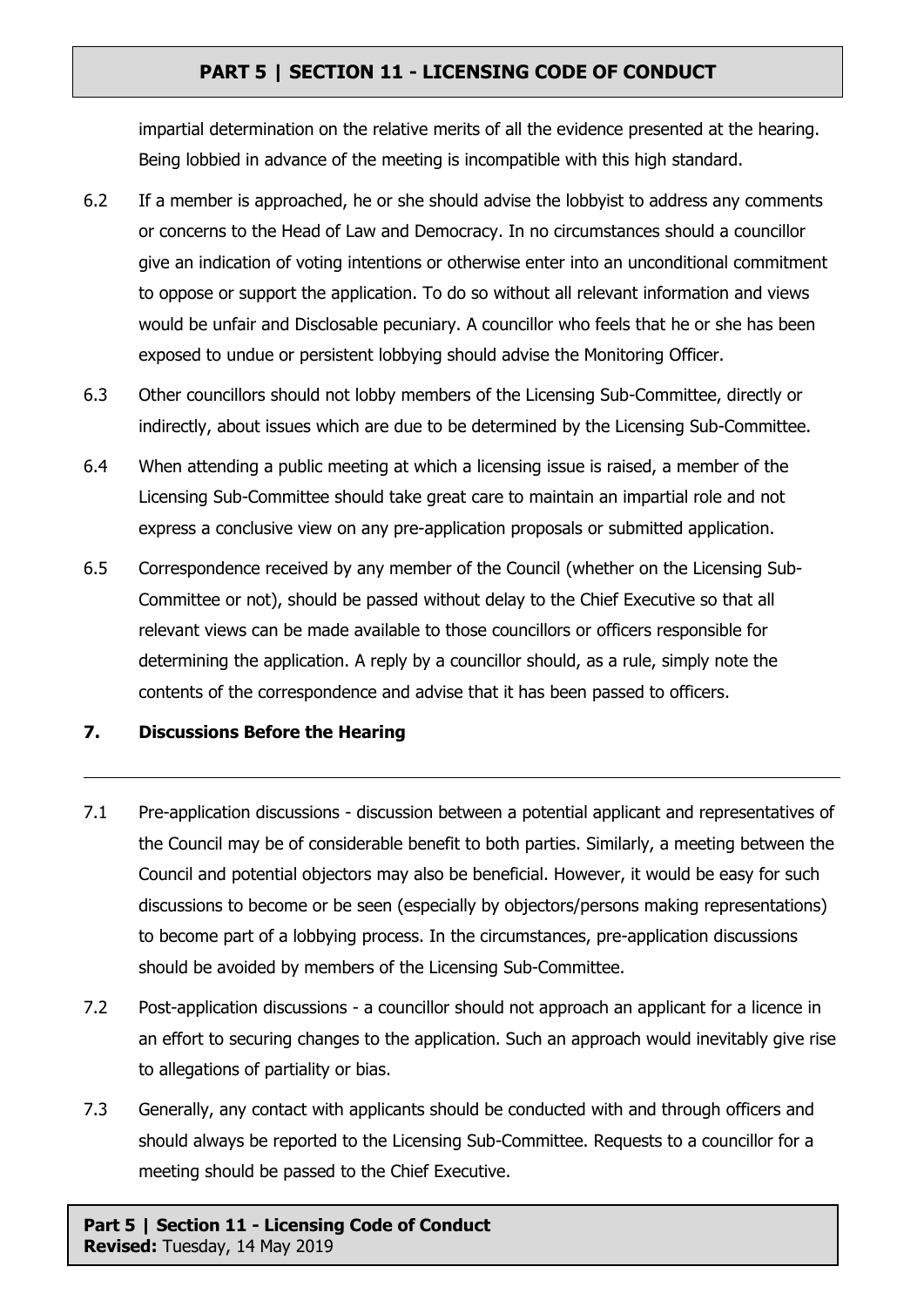impartial determination on the relative merits of all the evidence presented at the hearing. Being lobbied in advance of the meeting is incompatible with this high standard.

6.2 If a member is approached, he or she should advise the lobbyist to address any comments or concerns to the Head of Law and Democracy. In no circumstances should a councillor give an indication of voting intentions or otherwise enter into an unconditional commitment to oppose or support the application. To do so without all relevant information and views would be unfair and Disclosable pecuniary. A councillor who feels that he or she has been exposed to undue or persistent lobbying should advise the Monitoring Officer.

6.3 Other councillors should not lobby members of the Licensing Sub-Committee, directly or indirectly, about issues which are due to be determined by the Licensing Sub-Committee.

6.4 When attending a public meeting at which a licensing issue is raised, a member of the Licensing Sub-Committee should take great care to maintain an impartial role and not express a conclusive view on any pre-application proposals or submitted application.

6.5 Correspondence received by any member of the Council (whether on the Licensing Sub-Committee or not), should be passed without delay to the Chief Executive so that all relevant views can be made available to those councillors or officers responsible for determining the application. A reply by a councillor should, as a rule, simply note the contents of the correspondence and advise that it has been passed to officers.

## 7. Discussions Before the Hearing

7.1 Pre-application discussions - discussion between a potential applicant and representatives of the Council may be of considerable benefit to both parties. Similarly, a meeting between the Council and potential objectors may also be beneficial. However, it would be easy for such discussions to become or be seen (especially by objectors/persons making representations) to become part of a lobbying process. In the circumstances, pre-application discussions should be avoided by members of the Licensing Sub-Committee.

7.2 Post-application discussions - a councillor should not approach an applicant for a licence in an effort to securing changes to the application. Such an approach would inevitably give rise to allegations of partiality or bias.

7.3 Generally, any contact with applicants should be conducted with and through officers and should always be reported to the Licensing Sub-Committee. Requests to a councillor for a meeting should be passed to the Chief Executive.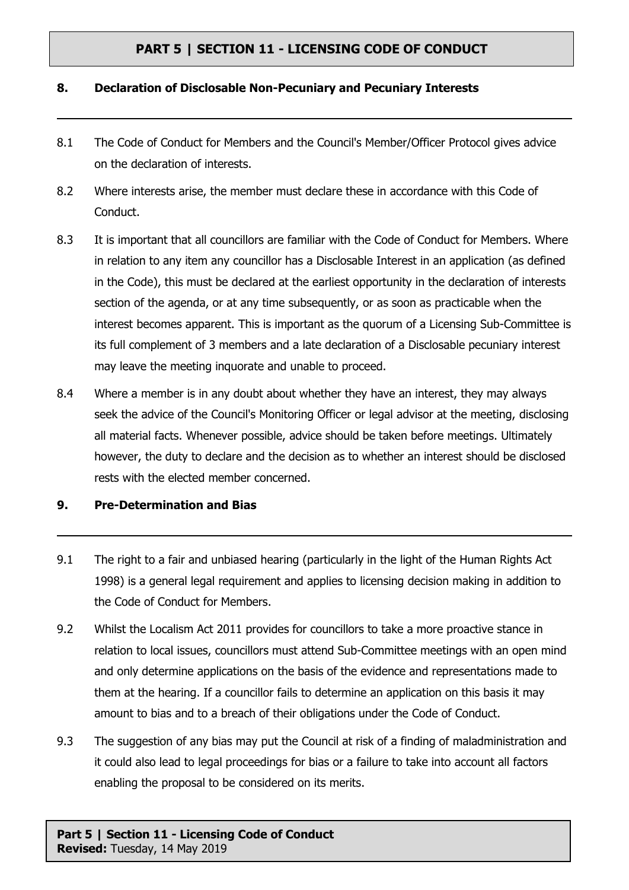## 8. Declaration of Disclosable Non-Pecuniary and Pecuniary Interests

8.1 The Code of Conduct for Members and the Council's Member/Officer Protocol gives advice on the declaration of interests.

8.2 Where interests arise, the member must declare these in accordance with this Code of Conduct.

8.3 It is important that all councillors are familiar with the Code of Conduct for Members. Where in relation to any item any councillor has a Disclosable Interest in an application (as defined in the Code), this must be declared at the earliest opportunity in the declaration of interests section of the agenda, or at any time subsequently, or as soon as practicable when the interest becomes apparent. This is important as the quorum of a Licensing Sub-Committee is its full complement of 3 members and a late declaration of a Disclosable pecuniary interest may leave the meeting inquorate and unable to proceed.

8.4 Where a member is in any doubt about whether they have an interest, they may always seek the advice of the Council's Monitoring Officer or legal advisor at the meeting, disclosing all material facts. Whenever possible, advice should be taken before meetings. Ultimately however, the duty to declare and the decision as to whether an interest should be disclosed rests with the elected member concerned.

## 9. Pre-Determination and Bias

9.1 The right to a fair and unbiased hearing (particularly in the light of the Human Rights Act 1998) is a general legal requirement and applies to licensing decision making in addition to the Code of Conduct for Members.

9.2 Whilst the Localism Act 2011 provides for councillors to take a more proactive stance in relation to local issues, councillors must attend Sub-Committee meetings with an open mind and only determine applications on the basis of the evidence and representations made to them at the hearing. If a councillor fails to determine an application on this basis it may amount to bias and to a breach of their obligations under the Code of Conduct.

9.3 The suggestion of any bias may put the Council at risk of a finding of maladministration and it could also lead to legal proceedings for bias or a failure to take into account all factors enabling the proposal to be considered on its merits.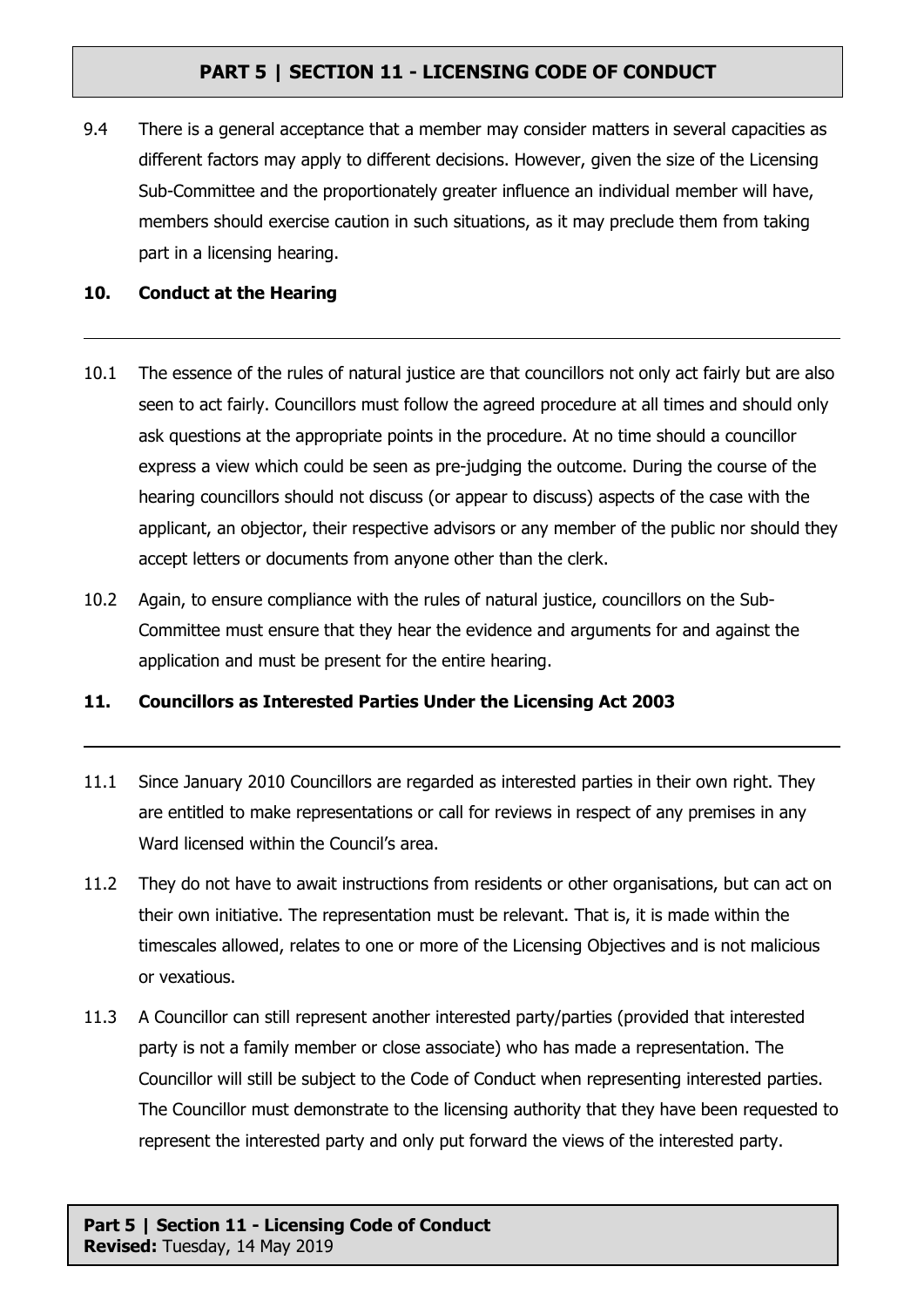9.4 There is a general acceptance that a member may consider matters in several capacities as different factors may apply to different decisions. However, given the size of the Licensing Sub-Committee and the proportionately greater influence an individual member will have, members should exercise caution in such situations, as it may preclude them from taking part in a licensing hearing.

## 10. Conduct at the Hearing

10.1 The essence of the rules of natural justice are that councillors not only act fairly but are also seen to act fairly. Councillors must follow the agreed procedure at all times and should only ask questions at the appropriate points in the procedure. At no time should a councillor express a view which could be seen as pre-judging the outcome. During the course of the hearing councillors should not discuss (or appear to discuss) aspects of the case with the applicant, an objector, their respective advisors or any member of the public nor should they accept letters or documents from anyone other than the clerk.

10.2 Again, to ensure compliance with the rules of natural justice, councillors on the Sub-Committee must ensure that they hear the evidence and arguments for and against the application and must be present for the entire hearing.

## 11. Councillors as Interested Parties Under the Licensing Act 2003

11.1 Since January 2010 Councillors are regarded as interested parties in their own right. They are entitled to make representations or call for reviews in respect of any premises in any Ward licensed within the Council's area.

11.2 They do not have to await instructions from residents or other organisations, but can act on their own initiative. The representation must be relevant. That is, it is made within the timescales allowed, relates to one or more of the Licensing Objectives and is not malicious or vexatious.

11.3 A Councillor can still represent another interested party/parties (provided that interested party is not a family member or close associate) who has made a representation. The Councillor will still be subject to the Code of Conduct when representing interested parties. The Councillor must demonstrate to the licensing authority that they have been requested to represent the interested party and only put forward the views of the interested party.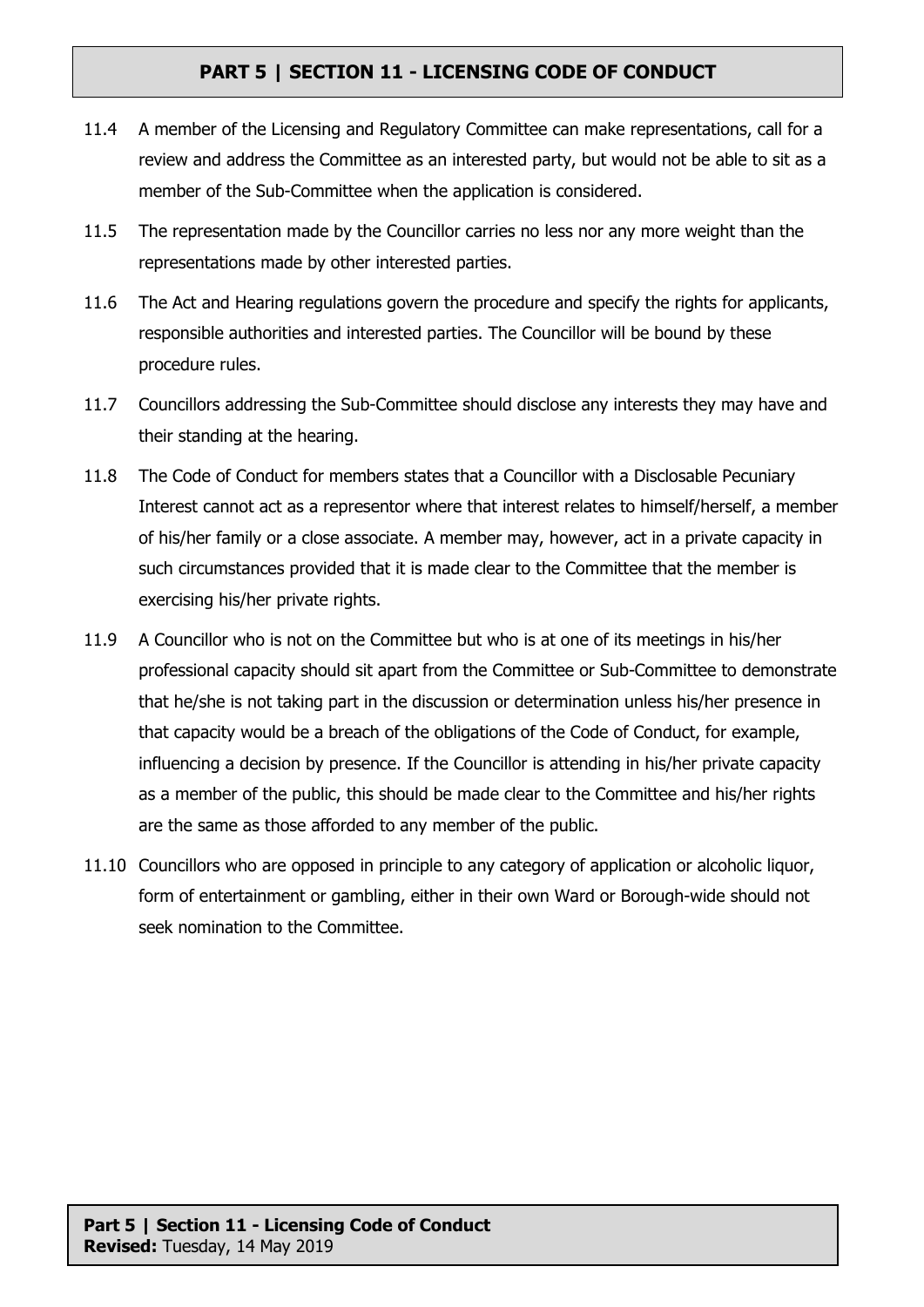11.4 A member of the Licensing and Regulatory Committee can make representations, call for a review and address the Committee as an interested party, but would not be able to sit as a member of the Sub-Committee when the application is considered.

11.5 The representation made by the Councillor carries no less nor any more weight than the representations made by other interested parties.

11.6 The Act and Hearing regulations govern the procedure and specify the rights for applicants, responsible authorities and interested parties. The Councillor will be bound by these procedure rules.

11.7 Councillors addressing the Sub-Committee should disclose any interests they may have and their standing at the hearing.

11.8 The Code of Conduct for members states that a Councillor with a Disclosable Pecuniary Interest cannot act as a representor where that interest relates to himself/herself, a member of his/her family or a close associate. A member may, however, act in a private capacity in such circumstances provided that it is made clear to the Committee that the member is exercising his/her private rights.

11.9 A Councillor who is not on the Committee but who is at one of its meetings in his/her professional capacity should sit apart from the Committee or Sub-Committee to demonstrate that he/she is not taking part in the discussion or determination unless his/her presence in that capacity would be a breach of the obligations of the Code of Conduct, for example, influencing a decision by presence. If the Councillor is attending in his/her private capacity as a member of the public, this should be made clear to the Committee and his/her rights are the same as those afforded to any member of the public.

11.10 Councillors who are opposed in principle to any category of application or alcoholic liquor, form of entertainment or gambling, either in their own Ward or Borough-wide should not seek nomination to the Committee.